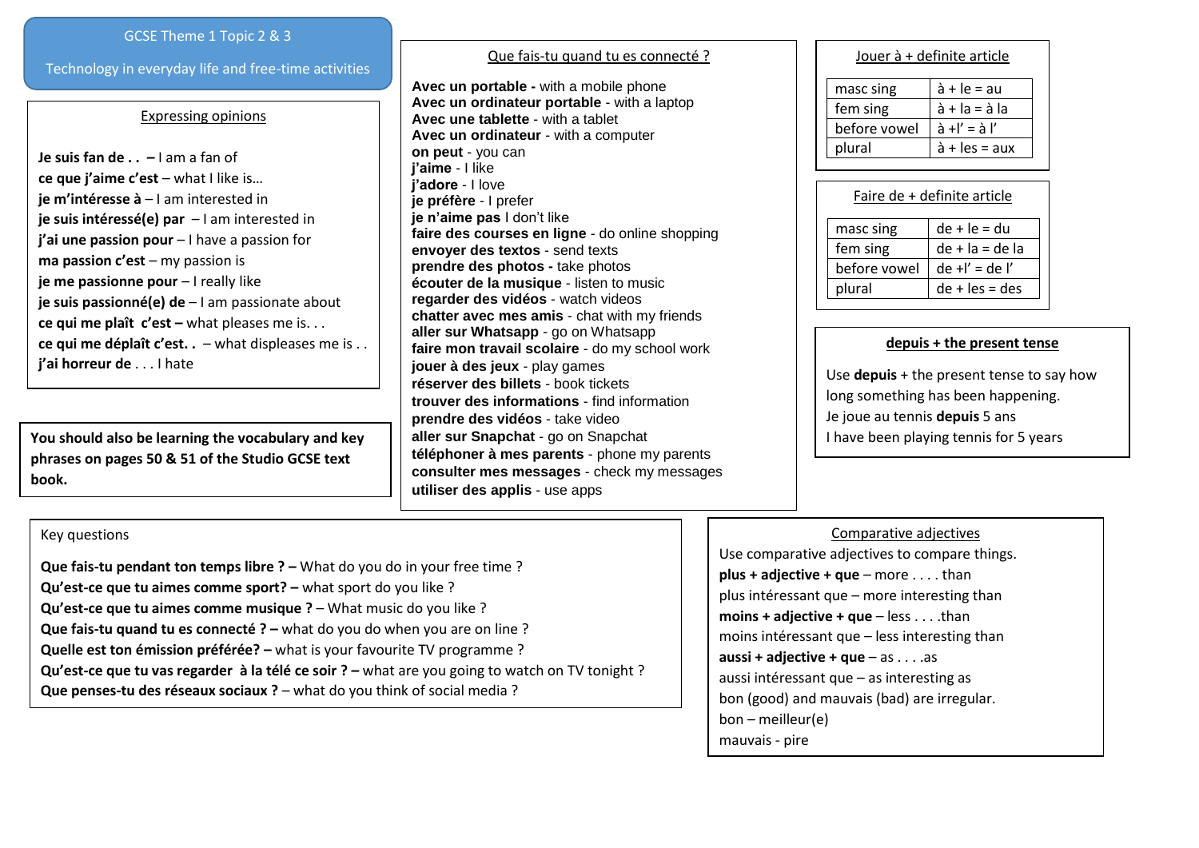# GCSE Theme 1 Topic 2 & 3

Technology in everyday life and free-time activities

## Expressing opinions

**Je suis fan de . . –** I am a fan of
**ce que j'aime c'est** – what I like is…
**je m'intéresse à** – I am interested in
**je suis intéressé(e) par** – I am interested in
**j'ai une passion pour** – I have a passion for
**ma passion c'est** – my passion is
**je me passionne pour** – I really like
**je suis passionné(e) de** – I am passionate about
**ce qui me plaît c'est –** what pleases me is. . .
**ce qui me déplaît c'est. .** – what displeases me is . .
**j'ai horreur de** . . . I hate

**You should also be learning the vocabulary and key phrases on pages 50 & 51 of the Studio GCSE text book.**

## Que fais-tu quand tu es connecté ?

**Avec un portable -** with a mobile phone
**Avec un ordinateur portable** - with a laptop
**Avec une tablette** - with a tablet
**Avec un ordinateur** - with a computer
**on peut** - you can
**j'aime** - I like
**j'adore** - I love
**je préfère** - I prefer
**je n'aime pas** I don't like
**faire des courses en ligne** - do online shopping
**envoyer des textos** - send texts
**prendre des photos -** take photos
**écouter de la musique** - listen to music
**regarder des vidéos** - watch videos
**chatter avec mes amis** - chat with my friends
**aller sur Whatsapp** - go on Whatsapp
**faire mon travail scolaire** - do my school work
**jouer à des jeux** - play games
**réserver des billets** - book tickets
**trouver des informations** - find information
**prendre des vidéos** - take video
**aller sur Snapchat** - go on Snapchat
**téléphoner à mes parents** - phone my parents
**consulter mes messages** - check my messages
**utiliser des applis** - use apps

## Jouer à + definite article

| | |
|---|---|
| masc sing | à + le = au |
| fem sing | à + la = à la |
| before vowel | à +l' = à l' |
| plural | à + les = aux |

## Faire de + definite article

| | |
|---|---|
| masc sing | de + le = du |
| fem sing | de + la = de la |
| before vowel | de +l' = de l' |
| plural | de + les = des |

## depuis + the present tense

Use **depuis** + the present tense to say how long something has been happening.
Je joue au tennis **depuis** 5 ans
I have been playing tennis for 5 years

## Key questions

**Que fais-tu pendant ton temps libre ? –** What do you do in your free time ?
**Qu'est-ce que tu aimes comme sport? –** what sport do you like ?
**Qu'est-ce que tu aimes comme musique ?** – What music do you like ?
**Que fais-tu quand tu es connecté ? –** what do you do when you are on line ?
**Quelle est ton émission préférée? –** what is your favourite TV programme ?
**Qu'est-ce que tu vas regarder à la télé ce soir ? –** what are you going to watch on TV tonight ?
**Que penses-tu des réseaux sociaux ?** – what do you think of social media ?

## Comparative adjectives

Use comparative adjectives to compare things.
**plus + adjective + que** – more . . . . than
plus intéressant que – more interesting than
**moins + adjective + que** – less . . . .than
moins intéressant que – less interesting than
**aussi + adjective + que** – as . . . .as
aussi intéressant que – as interesting as
bon (good) and mauvais (bad) are irregular.
bon – meilleur(e)
mauvais - pire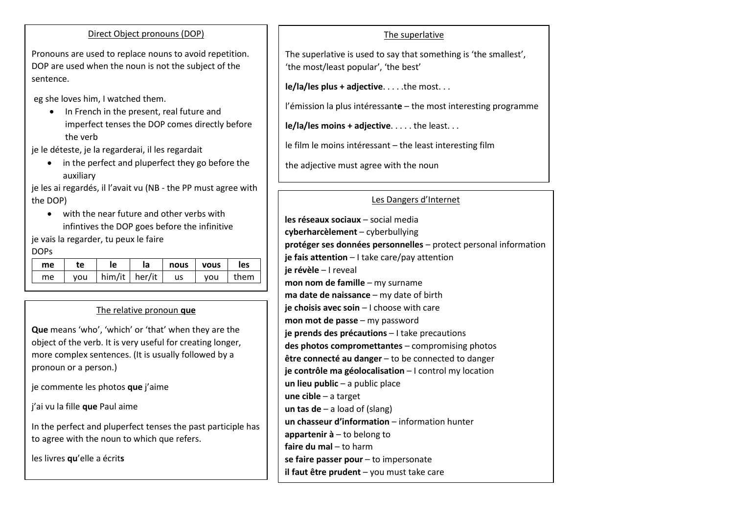## Direct Object pronouns (DOP)

Pronouns are used to replace nouns to avoid repetition. DOP are used when the noun is not the subject of the sentence.

eg she loves him, I watched them.

- In French in the present, real future and imperfect tenses the DOP comes directly before the verb

je le déteste, je la regarderai, il les regardait

- in the perfect and pluperfect they go before the auxiliary

je les ai regardés, il l'avait vu (NB - the PP must agree with the DOP)

- with the near future and other verbs with infintives the DOP goes before the infinitive

je vais la regarder, tu peux le faire

DOPs

| me | te | le | la | nous | vous | les |
|---|---|---|---|---|---|---|
| me | you | him/it | her/it | us | you | them |

## The relative pronoun **que**

**Que** means 'who', 'which' or 'that' when they are the object of the verb. It is very useful for creating longer, more complex sentences. (It is usually followed by a pronoun or a person.)

je commente les photos **que** j'aime

j'ai vu la fille **que** Paul aime

In the perfect and pluperfect tenses the past participle has to agree with the noun to which que refers.

les livres **qu**'elle a écrit**s**

## The superlative

The superlative is used to say that something is 'the smallest', 'the most/least popular', 'the best'

**le/la/les plus + adjective**. . . . .the most. . .

l'émission la plus intéressant**e** – the most interesting programme

**le/la/les moins + adjective**. . . . . the least. . .

le film le moins intéressant – the least interesting film

the adjective must agree with the noun

## Les Dangers d'Internet

**les réseaux sociaux** – social media
**cyberharcèlement** – cyberbullying
**protéger ses données personnelles** – protect personal information
**je fais attention** – I take care/pay attention
**je révèle** – I reveal
**mon nom de famille** – my surname
**ma date de naissance** – my date of birth
**je choisis avec soin** – I choose with care
**mon mot de passe** – my password
**je prends des précautions** – I take precautions
**des photos compromettantes** – compromising photos
**être connecté au danger** – to be connected to danger
**je contrôle ma géolocalisation** – I control my location
**un lieu public** – a public place
**une cible** – a target
**un tas de** – a load of (slang)
**un chasseur d'information** – information hunter
**appartenir à** – to belong to
**faire du mal** – to harm
**se faire passer pour** – to impersonate
**il faut être prudent** – you must take care